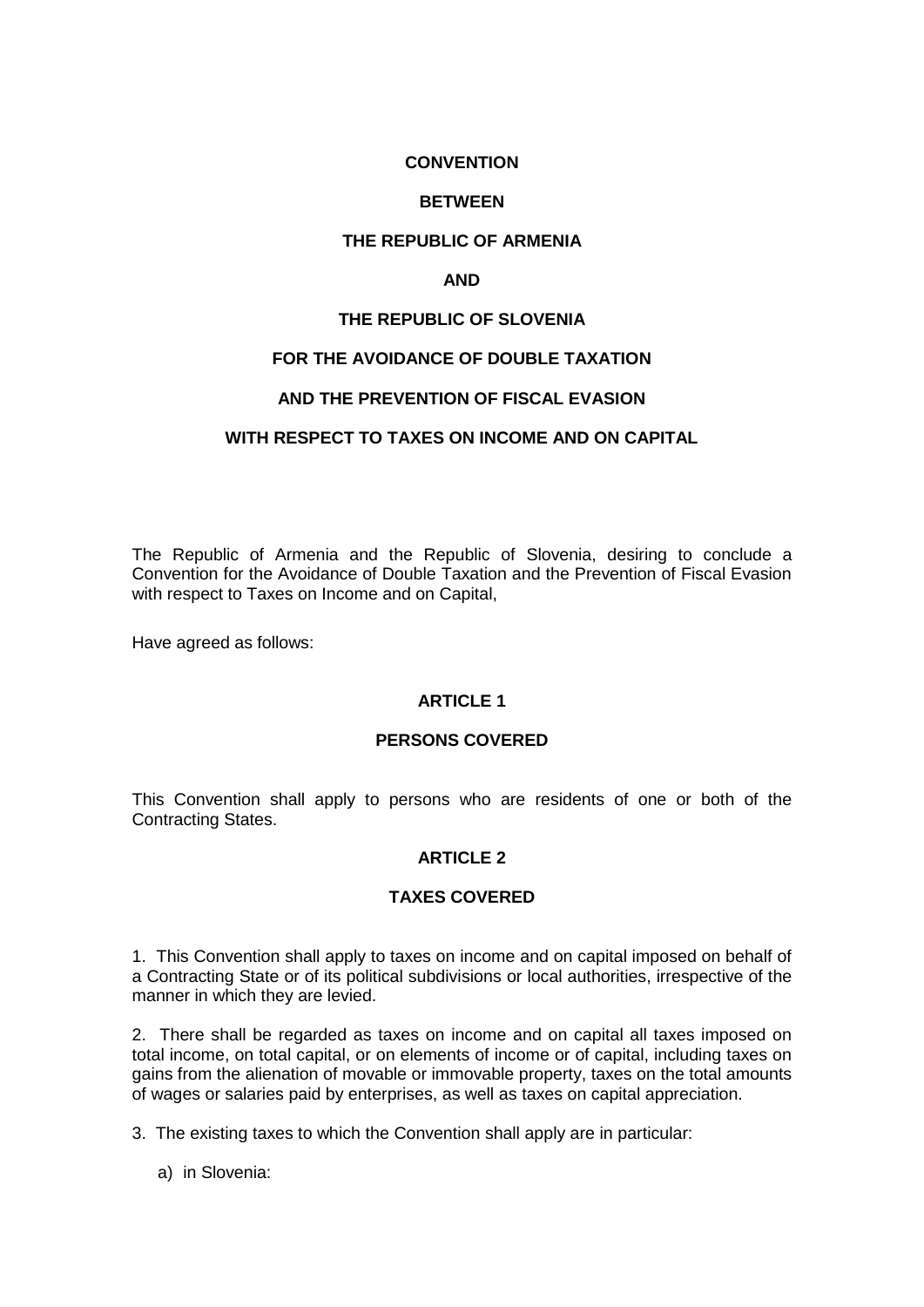# CONVENTION

# BETWEEN

# THE REPUBLIC OF ARMENIA

# AND

# THE REPUBLIC OF SLOVENIA

# FOR THE AVOIDANCE OF DOUBLE TAXATION

# AND THE PREVENTION OF FISCAL EVASION

# WITH RESPECT TO TAXES ON INCOME AND ON CAPITAL

The Republic of Armenia and the Republic of Slovenia, desiring to conclude a Convention for the Avoidance of Double Taxation and the Prevention of Fiscal Evasion with respect to Taxes on Income and on Capital,

Have agreed as follows:

## ARTICLE 1

## PERSONS COVERED

This Convention shall apply to persons who are residents of one or both of the Contracting States.

## ARTICLE 2

## TAXES COVERED

1. This Convention shall apply to taxes on income and on capital imposed on behalf of a Contracting State or of its political subdivisions or local authorities, irrespective of the manner in which they are levied.

2. There shall be regarded as taxes on income and on capital all taxes imposed on total income, on total capital, or on elements of income or of capital, including taxes on gains from the alienation of movable or immovable property, taxes on the total amounts of wages or salaries paid by enterprises, as well as taxes on capital appreciation.

3. The existing taxes to which the Convention shall apply are in particular:

a) in Slovenia: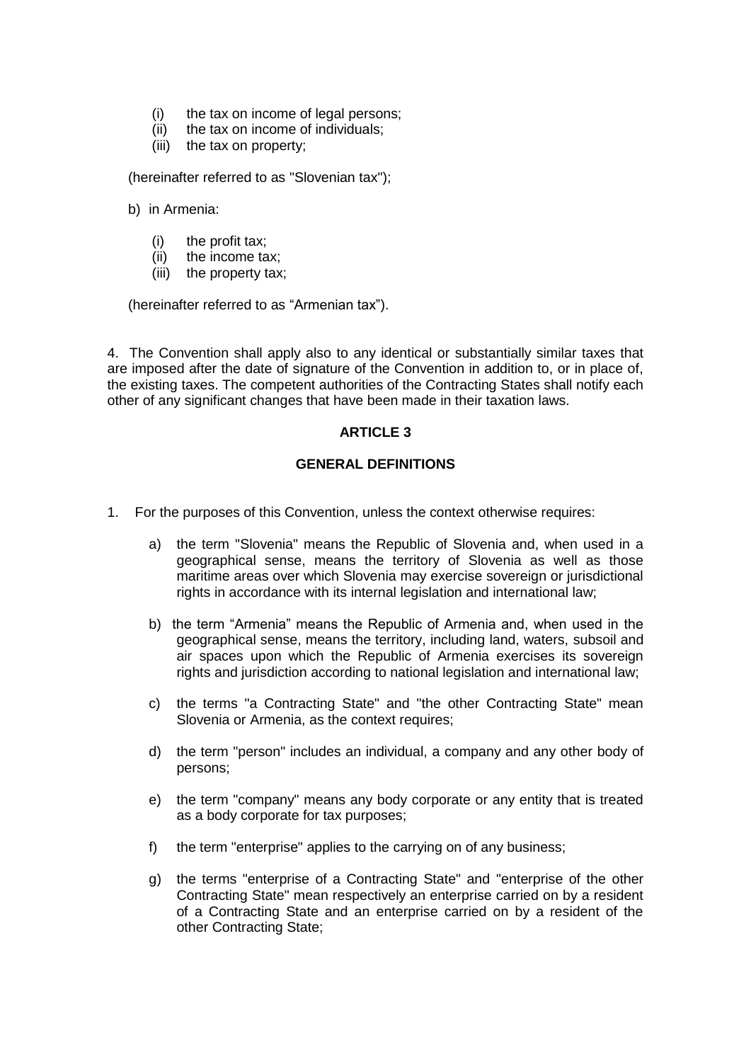(i) the tax on income of legal persons;
(ii) the tax on income of individuals;
(iii) the tax on property;

(hereinafter referred to as "Slovenian tax");

b) in Armenia:

(i) the profit tax;
(ii) the income tax;
(iii) the property tax;

(hereinafter referred to as "Armenian tax").

4. The Convention shall apply also to any identical or substantially similar taxes that are imposed after the date of signature of the Convention in addition to, or in place of, the existing taxes. The competent authorities of the Contracting States shall notify each other of any significant changes that have been made in their taxation laws.

**ARTICLE 3**

**GENERAL DEFINITIONS**

1. For the purposes of this Convention, unless the context otherwise requires:

   a) the term "Slovenia" means the Republic of Slovenia and, when used in a geographical sense, means the territory of Slovenia as well as those maritime areas over which Slovenia may exercise sovereign or jurisdictional rights in accordance with its internal legislation and international law;

   b) the term "Armenia" means the Republic of Armenia and, when used in the geographical sense, means the territory, including land, waters, subsoil and air spaces upon which the Republic of Armenia exercises its sovereign rights and jurisdiction according to national legislation and international law;

   c) the terms "a Contracting State" and "the other Contracting State" mean Slovenia or Armenia, as the context requires;

   d) the term "person" includes an individual, a company and any other body of persons;

   e) the term "company" means any body corporate or any entity that is treated as a body corporate for tax purposes;

   f) the term "enterprise" applies to the carrying on of any business;

   g) the terms "enterprise of a Contracting State" and "enterprise of the other Contracting State" mean respectively an enterprise carried on by a resident of a Contracting State and an enterprise carried on by a resident of the other Contracting State;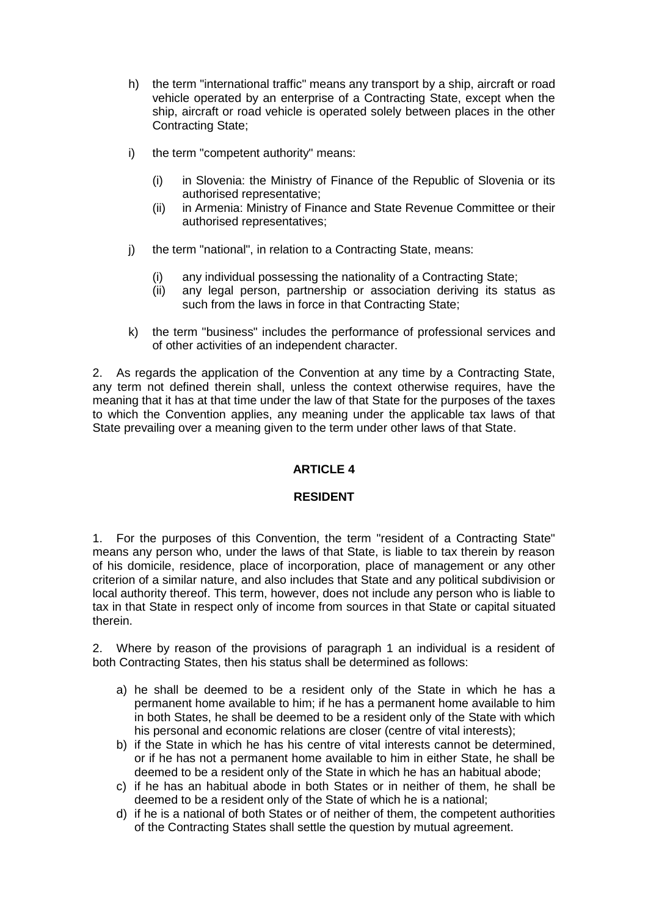h) the term "international traffic" means any transport by a ship, aircraft or road vehicle operated by an enterprise of a Contracting State, except when the ship, aircraft or road vehicle is operated solely between places in the other Contracting State;

i) the term "competent authority" means:

   (i) in Slovenia: the Ministry of Finance of the Republic of Slovenia or its authorised representative;
   (ii) in Armenia: Ministry of Finance and State Revenue Committee or their authorised representatives;

j) the term "national", in relation to a Contracting State, means:

   (i) any individual possessing the nationality of a Contracting State;
   (ii) any legal person, partnership or association deriving its status as such from the laws in force in that Contracting State;

k) the term "business" includes the performance of professional services and of other activities of an independent character.

2. As regards the application of the Convention at any time by a Contracting State, any term not defined therein shall, unless the context otherwise requires, have the meaning that it has at that time under the law of that State for the purposes of the taxes to which the Convention applies, any meaning under the applicable tax laws of that State prevailing over a meaning given to the term under other laws of that State.

## ARTICLE 4

## RESIDENT

1. For the purposes of this Convention, the term "resident of a Contracting State" means any person who, under the laws of that State, is liable to tax therein by reason of his domicile, residence, place of incorporation, place of management or any other criterion of a similar nature, and also includes that State and any political subdivision or local authority thereof. This term, however, does not include any person who is liable to tax in that State in respect only of income from sources in that State or capital situated therein.

2. Where by reason of the provisions of paragraph 1 an individual is a resident of both Contracting States, then his status shall be determined as follows:

a) he shall be deemed to be a resident only of the State in which he has a permanent home available to him; if he has a permanent home available to him in both States, he shall be deemed to be a resident only of the State with which his personal and economic relations are closer (centre of vital interests);
b) if the State in which he has his centre of vital interests cannot be determined, or if he has not a permanent home available to him in either State, he shall be deemed to be a resident only of the State in which he has an habitual abode;
c) if he has an habitual abode in both States or in neither of them, he shall be deemed to be a resident only of the State of which he is a national;
d) if he is a national of both States or of neither of them, the competent authorities of the Contracting States shall settle the question by mutual agreement.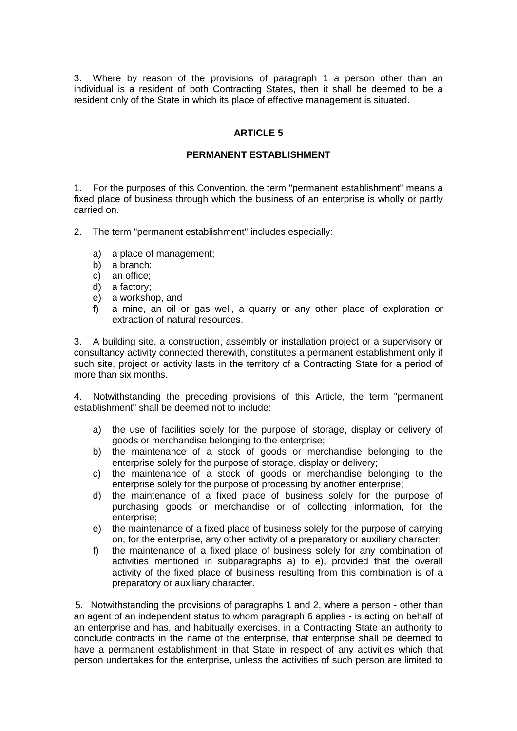3. Where by reason of the provisions of paragraph 1 a person other than an individual is a resident of both Contracting States, then it shall be deemed to be a resident only of the State in which its place of effective management is situated.

## ARTICLE 5

## PERMANENT ESTABLISHMENT

1. For the purposes of this Convention, the term "permanent establishment" means a fixed place of business through which the business of an enterprise is wholly or partly carried on.

2. The term "permanent establishment" includes especially:

   a) a place of management;
   b) a branch;
   c) an office;
   d) a factory;
   e) a workshop, and
   f) a mine, an oil or gas well, a quarry or any other place of exploration or extraction of natural resources.

3. A building site, a construction, assembly or installation project or a supervisory or consultancy activity connected therewith, constitutes a permanent establishment only if such site, project or activity lasts in the territory of a Contracting State for a period of more than six months.

4. Notwithstanding the preceding provisions of this Article, the term "permanent establishment" shall be deemed not to include:

   a) the use of facilities solely for the purpose of storage, display or delivery of goods or merchandise belonging to the enterprise;
   b) the maintenance of a stock of goods or merchandise belonging to the enterprise solely for the purpose of storage, display or delivery;
   c) the maintenance of a stock of goods or merchandise belonging to the enterprise solely for the purpose of processing by another enterprise;
   d) the maintenance of a fixed place of business solely for the purpose of purchasing goods or merchandise or of collecting information, for the enterprise;
   e) the maintenance of a fixed place of business solely for the purpose of carrying on, for the enterprise, any other activity of a preparatory or auxiliary character;
   f) the maintenance of a fixed place of business solely for any combination of activities mentioned in subparagraphs a) to e), provided that the overall activity of the fixed place of business resulting from this combination is of a preparatory or auxiliary character.

5. Notwithstanding the provisions of paragraphs 1 and 2, where a person - other than an agent of an independent status to whom paragraph 6 applies - is acting on behalf of an enterprise and has, and habitually exercises, in a Contracting State an authority to conclude contracts in the name of the enterprise, that enterprise shall be deemed to have a permanent establishment in that State in respect of any activities which that person undertakes for the enterprise, unless the activities of such person are limited to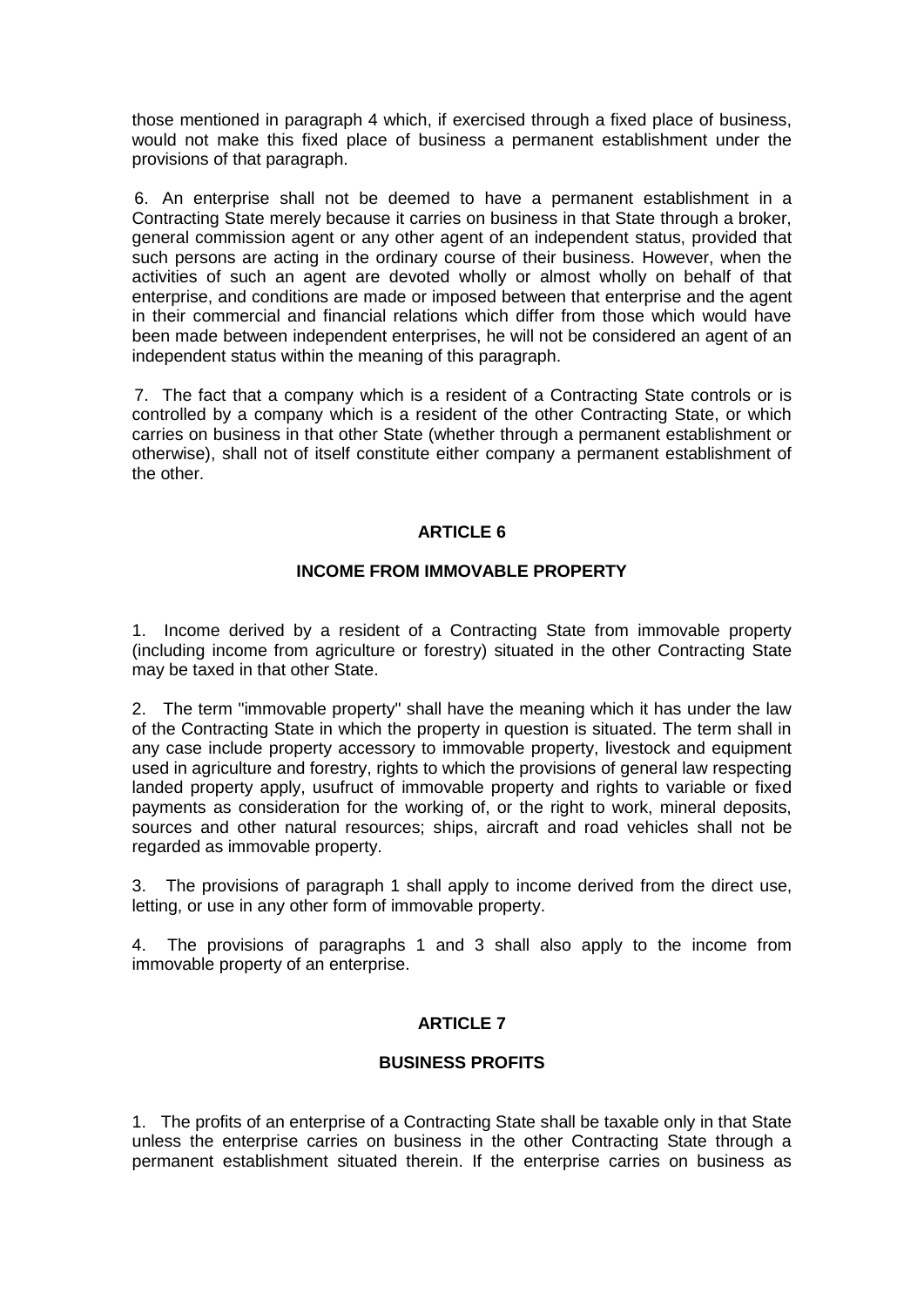those mentioned in paragraph 4 which, if exercised through a fixed place of business, would not make this fixed place of business a permanent establishment under the provisions of that paragraph.

6. An enterprise shall not be deemed to have a permanent establishment in a Contracting State merely because it carries on business in that State through a broker, general commission agent or any other agent of an independent status, provided that such persons are acting in the ordinary course of their business. However, when the activities of such an agent are devoted wholly or almost wholly on behalf of that enterprise, and conditions are made or imposed between that enterprise and the agent in their commercial and financial relations which differ from those which would have been made between independent enterprises, he will not be considered an agent of an independent status within the meaning of this paragraph.

7. The fact that a company which is a resident of a Contracting State controls or is controlled by a company which is a resident of the other Contracting State, or which carries on business in that other State (whether through a permanent establishment or otherwise), shall not of itself constitute either company a permanent establishment of the other.

## ARTICLE 6

### INCOME FROM IMMOVABLE PROPERTY

1. Income derived by a resident of a Contracting State from immovable property (including income from agriculture or forestry) situated in the other Contracting State may be taxed in that other State.

2. The term "immovable property" shall have the meaning which it has under the law of the Contracting State in which the property in question is situated. The term shall in any case include property accessory to immovable property, livestock and equipment used in agriculture and forestry, rights to which the provisions of general law respecting landed property apply, usufruct of immovable property and rights to variable or fixed payments as consideration for the working of, or the right to work, mineral deposits, sources and other natural resources; ships, aircraft and road vehicles shall not be regarded as immovable property.

3. The provisions of paragraph 1 shall apply to income derived from the direct use, letting, or use in any other form of immovable property.

4. The provisions of paragraphs 1 and 3 shall also apply to the income from immovable property of an enterprise.

## ARTICLE 7

### BUSINESS PROFITS

1. The profits of an enterprise of a Contracting State shall be taxable only in that State unless the enterprise carries on business in the other Contracting State through a permanent establishment situated therein. If the enterprise carries on business as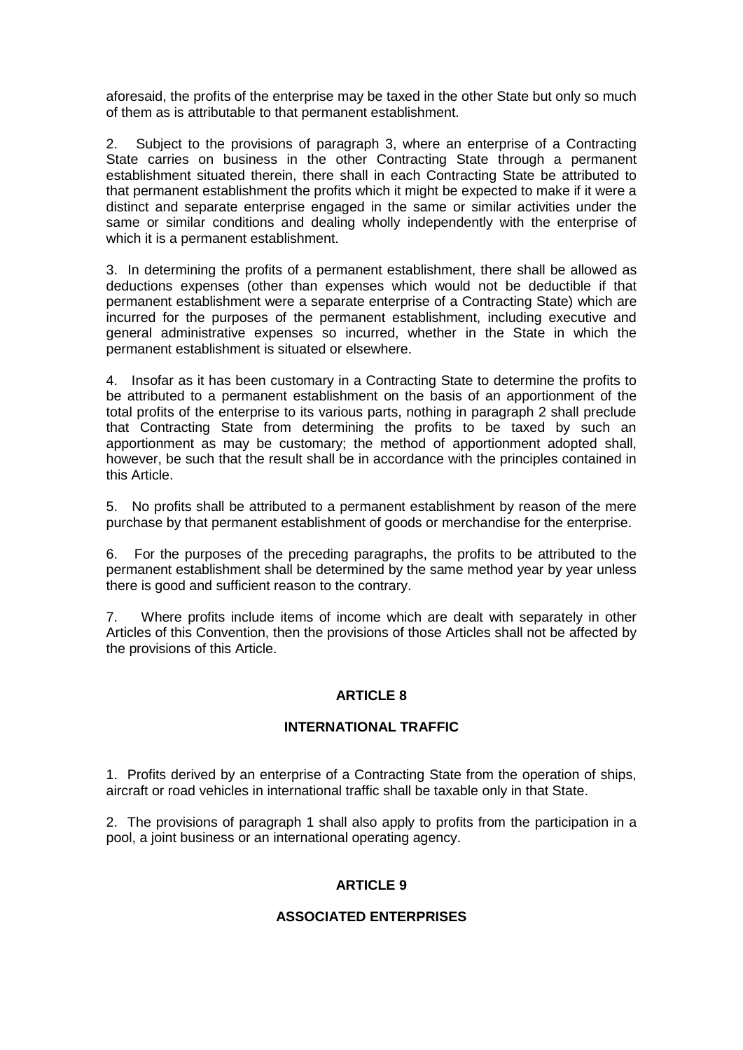aforesaid, the profits of the enterprise may be taxed in the other State but only so much of them as is attributable to that permanent establishment.

2. Subject to the provisions of paragraph 3, where an enterprise of a Contracting State carries on business in the other Contracting State through a permanent establishment situated therein, there shall in each Contracting State be attributed to that permanent establishment the profits which it might be expected to make if it were a distinct and separate enterprise engaged in the same or similar activities under the same or similar conditions and dealing wholly independently with the enterprise of which it is a permanent establishment.

3. In determining the profits of a permanent establishment, there shall be allowed as deductions expenses (other than expenses which would not be deductible if that permanent establishment were a separate enterprise of a Contracting State) which are incurred for the purposes of the permanent establishment, including executive and general administrative expenses so incurred, whether in the State in which the permanent establishment is situated or elsewhere.

4. Insofar as it has been customary in a Contracting State to determine the profits to be attributed to a permanent establishment on the basis of an apportionment of the total profits of the enterprise to its various parts, nothing in paragraph 2 shall preclude that Contracting State from determining the profits to be taxed by such an apportionment as may be customary; the method of apportionment adopted shall, however, be such that the result shall be in accordance with the principles contained in this Article.

5. No profits shall be attributed to a permanent establishment by reason of the mere purchase by that permanent establishment of goods or merchandise for the enterprise.

6. For the purposes of the preceding paragraphs, the profits to be attributed to the permanent establishment shall be determined by the same method year by year unless there is good and sufficient reason to the contrary.

7. Where profits include items of income which are dealt with separately in other Articles of this Convention, then the provisions of those Articles shall not be affected by the provisions of this Article.

## ARTICLE 8

### INTERNATIONAL TRAFFIC

1. Profits derived by an enterprise of a Contracting State from the operation of ships, aircraft or road vehicles in international traffic shall be taxable only in that State.

2. The provisions of paragraph 1 shall also apply to profits from the participation in a pool, a joint business or an international operating agency.

## ARTICLE 9

### ASSOCIATED ENTERPRISES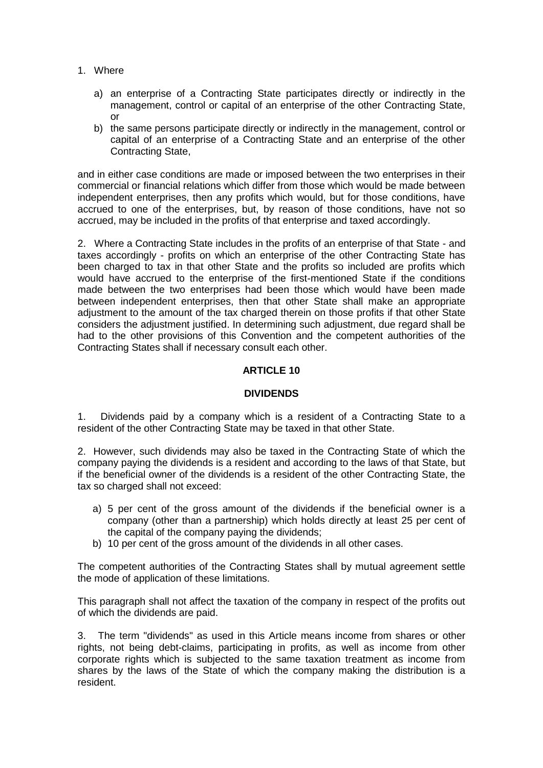1. Where

   a) an enterprise of a Contracting State participates directly or indirectly in the management, control or capital of an enterprise of the other Contracting State, or

   b) the same persons participate directly or indirectly in the management, control or capital of an enterprise of a Contracting State and an enterprise of the other Contracting State,

and in either case conditions are made or imposed between the two enterprises in their commercial or financial relations which differ from those which would be made between independent enterprises, then any profits which would, but for those conditions, have accrued to one of the enterprises, but, by reason of those conditions, have not so accrued, may be included in the profits of that enterprise and taxed accordingly.

2. Where a Contracting State includes in the profits of an enterprise of that State - and taxes accordingly - profits on which an enterprise of the other Contracting State has been charged to tax in that other State and the profits so included are profits which would have accrued to the enterprise of the first-mentioned State if the conditions made between the two enterprises had been those which would have been made between independent enterprises, then that other State shall make an appropriate adjustment to the amount of the tax charged therein on those profits if that other State considers the adjustment justified. In determining such adjustment, due regard shall be had to the other provisions of this Convention and the competent authorities of the Contracting States shall if necessary consult each other.

## ARTICLE 10

## DIVIDENDS

1. Dividends paid by a company which is a resident of a Contracting State to a resident of the other Contracting State may be taxed in that other State.

2. However, such dividends may also be taxed in the Contracting State of which the company paying the dividends is a resident and according to the laws of that State, but if the beneficial owner of the dividends is a resident of the other Contracting State, the tax so charged shall not exceed:

   a) 5 per cent of the gross amount of the dividends if the beneficial owner is a company (other than a partnership) which holds directly at least 25 per cent of the capital of the company paying the dividends;

   b) 10 per cent of the gross amount of the dividends in all other cases.

The competent authorities of the Contracting States shall by mutual agreement settle the mode of application of these limitations.

This paragraph shall not affect the taxation of the company in respect of the profits out of which the dividends are paid.

3. The term "dividends" as used in this Article means income from shares or other rights, not being debt-claims, participating in profits, as well as income from other corporate rights which is subjected to the same taxation treatment as income from shares by the laws of the State of which the company making the distribution is a resident.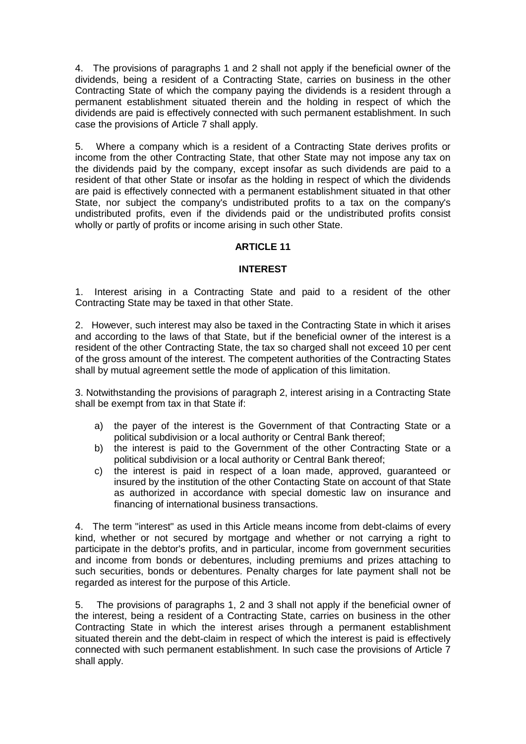4. The provisions of paragraphs 1 and 2 shall not apply if the beneficial owner of the dividends, being a resident of a Contracting State, carries on business in the other Contracting State of which the company paying the dividends is a resident through a permanent establishment situated therein and the holding in respect of which the dividends are paid is effectively connected with such permanent establishment. In such case the provisions of Article 7 shall apply.

5. Where a company which is a resident of a Contracting State derives profits or income from the other Contracting State, that other State may not impose any tax on the dividends paid by the company, except insofar as such dividends are paid to a resident of that other State or insofar as the holding in respect of which the dividends are paid is effectively connected with a permanent establishment situated in that other State, nor subject the company's undistributed profits to a tax on the company's undistributed profits, even if the dividends paid or the undistributed profits consist wholly or partly of profits or income arising in such other State.

## ARTICLE 11

## INTEREST

1. Interest arising in a Contracting State and paid to a resident of the other Contracting State may be taxed in that other State.

2. However, such interest may also be taxed in the Contracting State in which it arises and according to the laws of that State, but if the beneficial owner of the interest is a resident of the other Contracting State, the tax so charged shall not exceed 10 per cent of the gross amount of the interest. The competent authorities of the Contracting States shall by mutual agreement settle the mode of application of this limitation.

3. Notwithstanding the provisions of paragraph 2, interest arising in a Contracting State shall be exempt from tax in that State if:

a) the payer of the interest is the Government of that Contracting State or a political subdivision or a local authority or Central Bank thereof;
b) the interest is paid to the Government of the other Contracting State or a political subdivision or a local authority or Central Bank thereof;
c) the interest is paid in respect of a loan made, approved, guaranteed or insured by the institution of the other Contacting State on account of that State as authorized in accordance with special domestic law on insurance and financing of international business transactions.

4. The term "interest" as used in this Article means income from debt-claims of every kind, whether or not secured by mortgage and whether or not carrying a right to participate in the debtor's profits, and in particular, income from government securities and income from bonds or debentures, including premiums and prizes attaching to such securities, bonds or debentures. Penalty charges for late payment shall not be regarded as interest for the purpose of this Article.

5. The provisions of paragraphs 1, 2 and 3 shall not apply if the beneficial owner of the interest, being a resident of a Contracting State, carries on business in the other Contracting State in which the interest arises through a permanent establishment situated therein and the debt-claim in respect of which the interest is paid is effectively connected with such permanent establishment. In such case the provisions of Article 7 shall apply.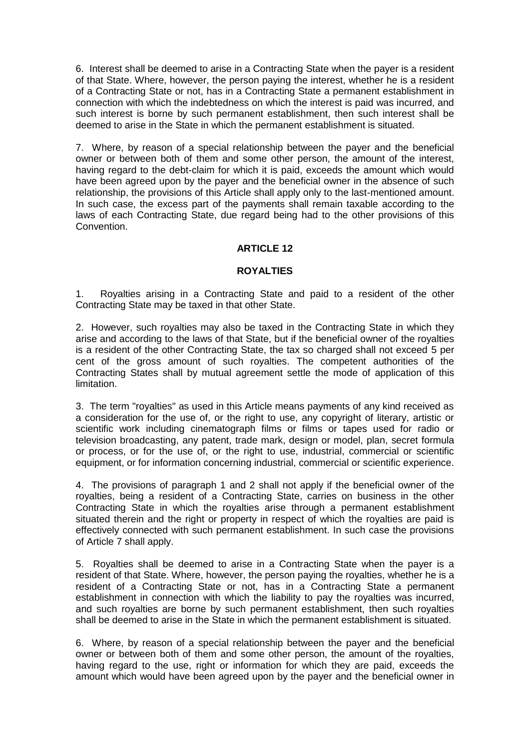6. Interest shall be deemed to arise in a Contracting State when the payer is a resident of that State. Where, however, the person paying the interest, whether he is a resident of a Contracting State or not, has in a Contracting State a permanent establishment in connection with which the indebtedness on which the interest is paid was incurred, and such interest is borne by such permanent establishment, then such interest shall be deemed to arise in the State in which the permanent establishment is situated.

7. Where, by reason of a special relationship between the payer and the beneficial owner or between both of them and some other person, the amount of the interest, having regard to the debt-claim for which it is paid, exceeds the amount which would have been agreed upon by the payer and the beneficial owner in the absence of such relationship, the provisions of this Article shall apply only to the last-mentioned amount. In such case, the excess part of the payments shall remain taxable according to the laws of each Contracting State, due regard being had to the other provisions of this Convention.

## ARTICLE 12

## ROYALTIES

1. Royalties arising in a Contracting State and paid to a resident of the other Contracting State may be taxed in that other State.

2. However, such royalties may also be taxed in the Contracting State in which they arise and according to the laws of that State, but if the beneficial owner of the royalties is a resident of the other Contracting State, the tax so charged shall not exceed 5 per cent of the gross amount of such royalties. The competent authorities of the Contracting States shall by mutual agreement settle the mode of application of this limitation.

3. The term "royalties" as used in this Article means payments of any kind received as a consideration for the use of, or the right to use, any copyright of literary, artistic or scientific work including cinematograph films or films or tapes used for radio or television broadcasting, any patent, trade mark, design or model, plan, secret formula or process, or for the use of, or the right to use, industrial, commercial or scientific equipment, or for information concerning industrial, commercial or scientific experience.

4. The provisions of paragraph 1 and 2 shall not apply if the beneficial owner of the royalties, being a resident of a Contracting State, carries on business in the other Contracting State in which the royalties arise through a permanent establishment situated therein and the right or property in respect of which the royalties are paid is effectively connected with such permanent establishment. In such case the provisions of Article 7 shall apply.

5. Royalties shall be deemed to arise in a Contracting State when the payer is a resident of that State. Where, however, the person paying the royalties, whether he is a resident of a Contracting State or not, has in a Contracting State a permanent establishment in connection with which the liability to pay the royalties was incurred, and such royalties are borne by such permanent establishment, then such royalties shall be deemed to arise in the State in which the permanent establishment is situated.

6. Where, by reason of a special relationship between the payer and the beneficial owner or between both of them and some other person, the amount of the royalties, having regard to the use, right or information for which they are paid, exceeds the amount which would have been agreed upon by the payer and the beneficial owner in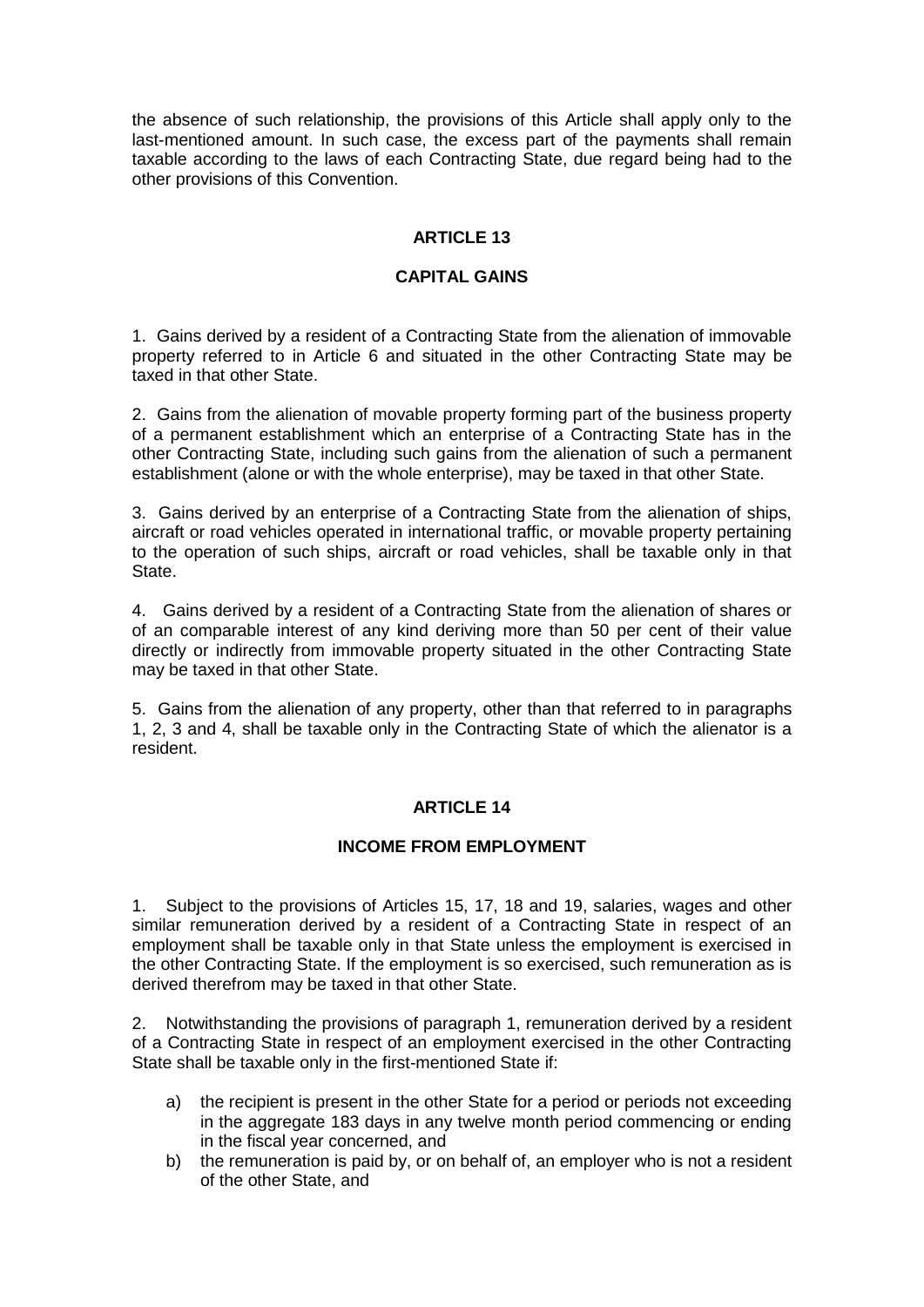the absence of such relationship, the provisions of this Article shall apply only to the last-mentioned amount. In such case, the excess part of the payments shall remain taxable according to the laws of each Contracting State, due regard being had to the other provisions of this Convention.

## ARTICLE 13

## CAPITAL GAINS

1. Gains derived by a resident of a Contracting State from the alienation of immovable property referred to in Article 6 and situated in the other Contracting State may be taxed in that other State.

2. Gains from the alienation of movable property forming part of the business property of a permanent establishment which an enterprise of a Contracting State has in the other Contracting State, including such gains from the alienation of such a permanent establishment (alone or with the whole enterprise), may be taxed in that other State.

3. Gains derived by an enterprise of a Contracting State from the alienation of ships, aircraft or road vehicles operated in international traffic, or movable property pertaining to the operation of such ships, aircraft or road vehicles, shall be taxable only in that State.

4. Gains derived by a resident of a Contracting State from the alienation of shares or of an comparable interest of any kind deriving more than 50 per cent of their value directly or indirectly from immovable property situated in the other Contracting State may be taxed in that other State.

5. Gains from the alienation of any property, other than that referred to in paragraphs 1, 2, 3 and 4, shall be taxable only in the Contracting State of which the alienator is a resident.

## ARTICLE 14

## INCOME FROM EMPLOYMENT

1. Subject to the provisions of Articles 15, 17, 18 and 19, salaries, wages and other similar remuneration derived by a resident of a Contracting State in respect of an employment shall be taxable only in that State unless the employment is exercised in the other Contracting State. If the employment is so exercised, such remuneration as is derived therefrom may be taxed in that other State.

2. Notwithstanding the provisions of paragraph 1, remuneration derived by a resident of a Contracting State in respect of an employment exercised in the other Contracting State shall be taxable only in the first-mentioned State if:

a) the recipient is present in the other State for a period or periods not exceeding in the aggregate 183 days in any twelve month period commencing or ending in the fiscal year concerned, and
b) the remuneration is paid by, or on behalf of, an employer who is not a resident of the other State, and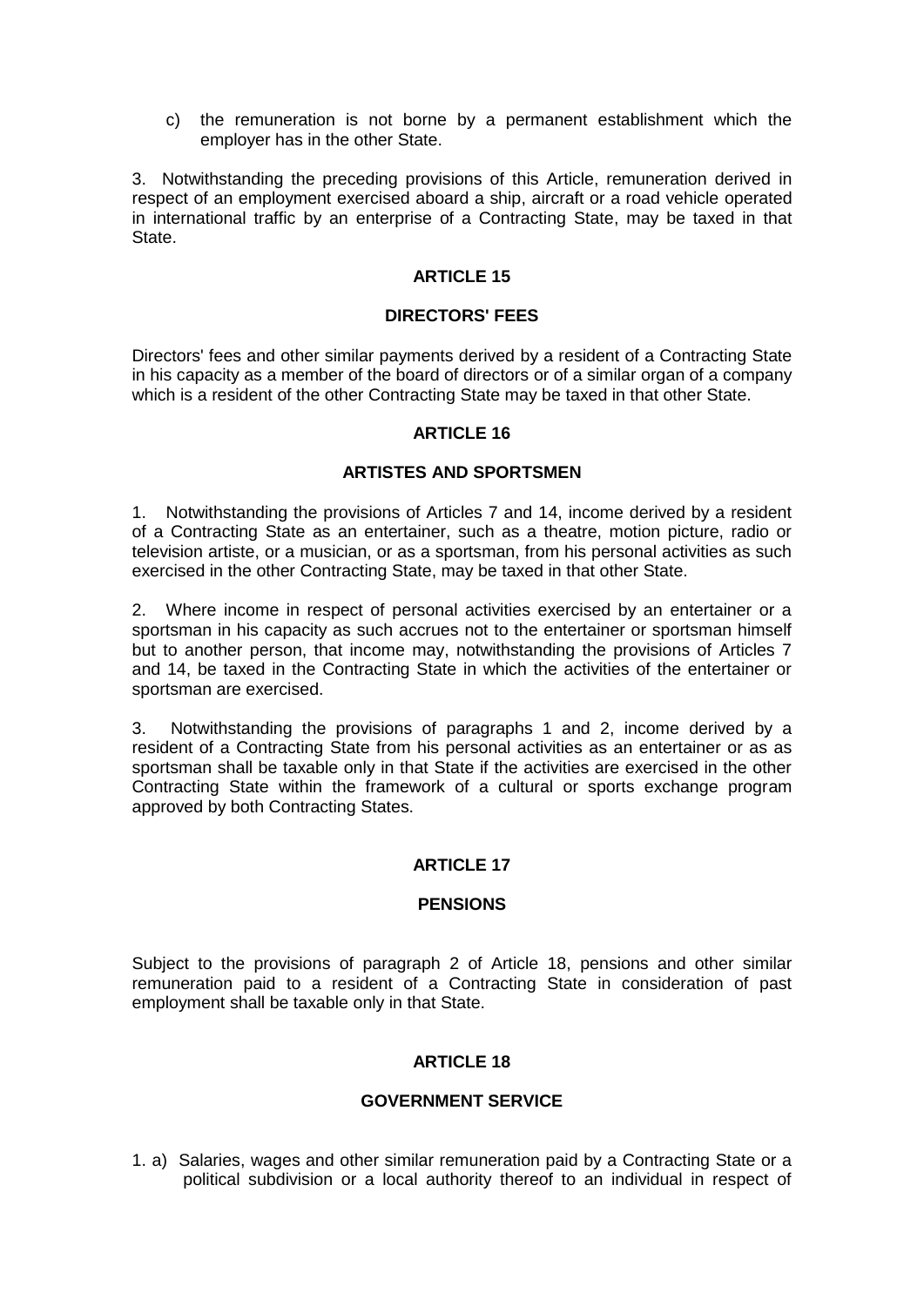c) the remuneration is not borne by a permanent establishment which the employer has in the other State.

3. Notwithstanding the preceding provisions of this Article, remuneration derived in respect of an employment exercised aboard a ship, aircraft or a road vehicle operated in international traffic by an enterprise of a Contracting State, may be taxed in that State.

## ARTICLE 15

## DIRECTORS' FEES

Directors' fees and other similar payments derived by a resident of a Contracting State in his capacity as a member of the board of directors or of a similar organ of a company which is a resident of the other Contracting State may be taxed in that other State.

## ARTICLE 16

## ARTISTES AND SPORTSMEN

1. Notwithstanding the provisions of Articles 7 and 14, income derived by a resident of a Contracting State as an entertainer, such as a theatre, motion picture, radio or television artiste, or a musician, or as a sportsman, from his personal activities as such exercised in the other Contracting State, may be taxed in that other State.

2. Where income in respect of personal activities exercised by an entertainer or a sportsman in his capacity as such accrues not to the entertainer or sportsman himself but to another person, that income may, notwithstanding the provisions of Articles 7 and 14, be taxed in the Contracting State in which the activities of the entertainer or sportsman are exercised.

3. Notwithstanding the provisions of paragraphs 1 and 2, income derived by a resident of a Contracting State from his personal activities as an entertainer or as as sportsman shall be taxable only in that State if the activities are exercised in the other Contracting State within the framework of a cultural or sports exchange program approved by both Contracting States.

## ARTICLE 17

## PENSIONS

Subject to the provisions of paragraph 2 of Article 18, pensions and other similar remuneration paid to a resident of a Contracting State in consideration of past employment shall be taxable only in that State.

## ARTICLE 18

## GOVERNMENT SERVICE

1. a) Salaries, wages and other similar remuneration paid by a Contracting State or a political subdivision or a local authority thereof to an individual in respect of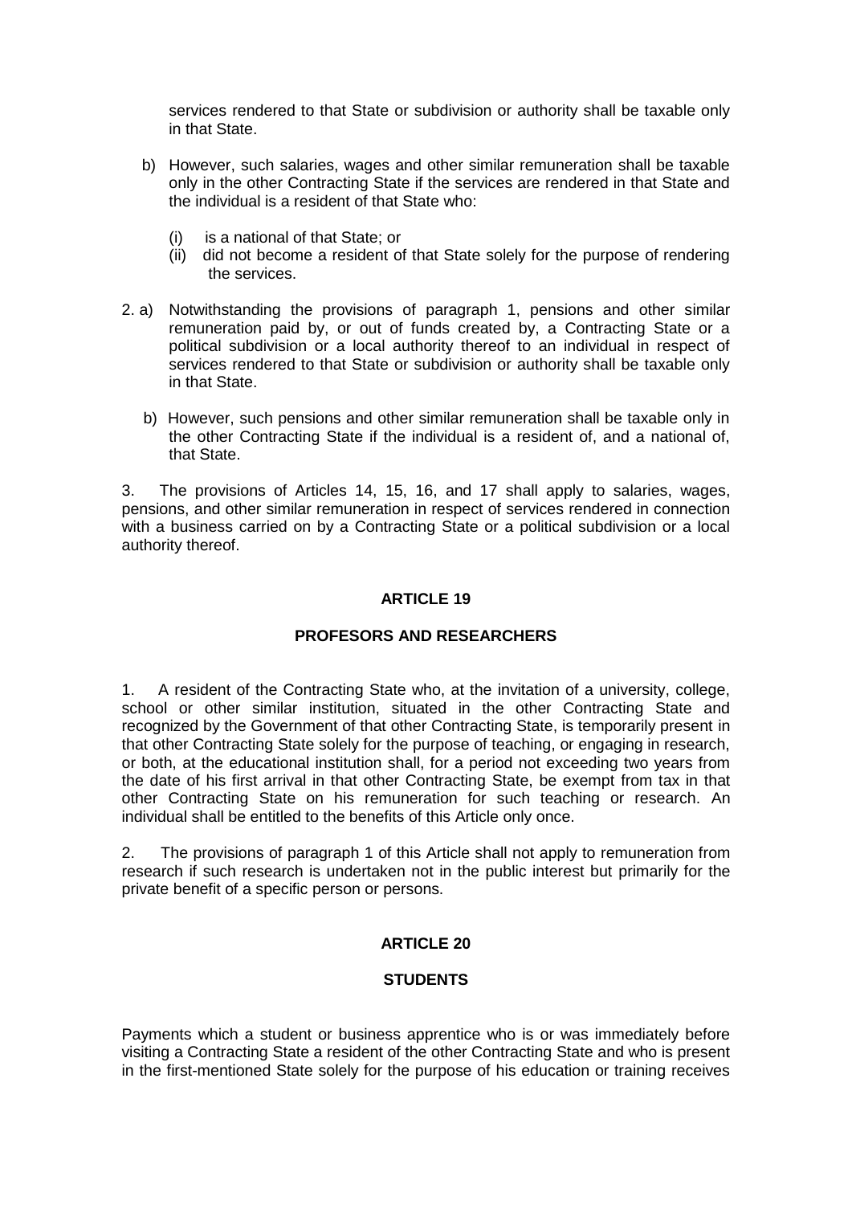services rendered to that State or subdivision or authority shall be taxable only in that State.

b) However, such salaries, wages and other similar remuneration shall be taxable only in the other Contracting State if the services are rendered in that State and the individual is a resident of that State who:

   (i) is a national of that State; or
   (ii) did not become a resident of that State solely for the purpose of rendering the services.

2. a) Notwithstanding the provisions of paragraph 1, pensions and other similar remuneration paid by, or out of funds created by, a Contracting State or a political subdivision or a local authority thereof to an individual in respect of services rendered to that State or subdivision or authority shall be taxable only in that State.

   b) However, such pensions and other similar remuneration shall be taxable only in the other Contracting State if the individual is a resident of, and a national of, that State.

3. The provisions of Articles 14, 15, 16, and 17 shall apply to salaries, wages, pensions, and other similar remuneration in respect of services rendered in connection with a business carried on by a Contracting State or a political subdivision or a local authority thereof.

## ARTICLE 19

## PROFESORS AND RESEARCHERS

1. A resident of the Contracting State who, at the invitation of a university, college, school or other similar institution, situated in the other Contracting State and recognized by the Government of that other Contracting State, is temporarily present in that other Contracting State solely for the purpose of teaching, or engaging in research, or both, at the educational institution shall, for a period not exceeding two years from the date of his first arrival in that other Contracting State, be exempt from tax in that other Contracting State on his remuneration for such teaching or research. An individual shall be entitled to the benefits of this Article only once.

2. The provisions of paragraph 1 of this Article shall not apply to remuneration from research if such research is undertaken not in the public interest but primarily for the private benefit of a specific person or persons.

## ARTICLE 20

## STUDENTS

Payments which a student or business apprentice who is or was immediately before visiting a Contracting State a resident of the other Contracting State and who is present in the first-mentioned State solely for the purpose of his education or training receives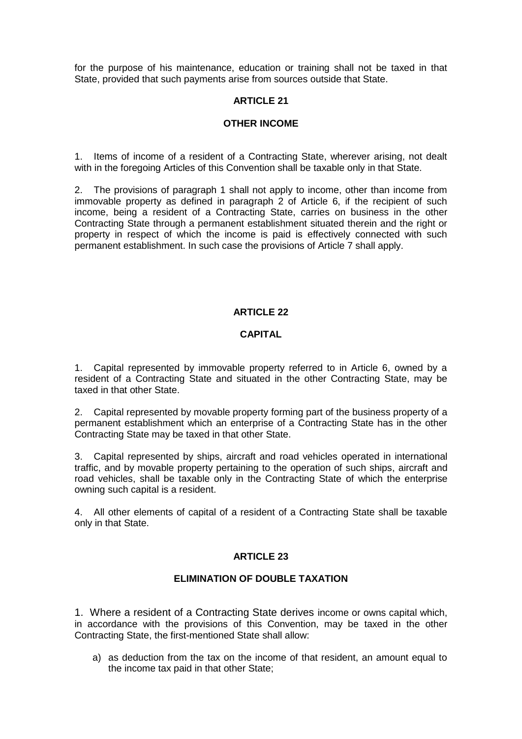for the purpose of his maintenance, education or training shall not be taxed in that State, provided that such payments arise from sources outside that State.

## ARTICLE 21

## OTHER INCOME

1. Items of income of a resident of a Contracting State, wherever arising, not dealt with in the foregoing Articles of this Convention shall be taxable only in that State.

2. The provisions of paragraph 1 shall not apply to income, other than income from immovable property as defined in paragraph 2 of Article 6, if the recipient of such income, being a resident of a Contracting State, carries on business in the other Contracting State through a permanent establishment situated therein and the right or property in respect of which the income is paid is effectively connected with such permanent establishment. In such case the provisions of Article 7 shall apply.

## ARTICLE 22

## CAPITAL

1. Capital represented by immovable property referred to in Article 6, owned by a resident of a Contracting State and situated in the other Contracting State, may be taxed in that other State.

2. Capital represented by movable property forming part of the business property of a permanent establishment which an enterprise of a Contracting State has in the other Contracting State may be taxed in that other State.

3. Capital represented by ships, aircraft and road vehicles operated in international traffic, and by movable property pertaining to the operation of such ships, aircraft and road vehicles, shall be taxable only in the Contracting State of which the enterprise owning such capital is a resident.

4. All other elements of capital of a resident of a Contracting State shall be taxable only in that State.

## ARTICLE 23

## ELIMINATION OF DOUBLE TAXATION

1. Where a resident of a Contracting State derives income or owns capital which, in accordance with the provisions of this Convention, may be taxed in the other Contracting State, the first-mentioned State shall allow:

a) as deduction from the tax on the income of that resident, an amount equal to the income tax paid in that other State;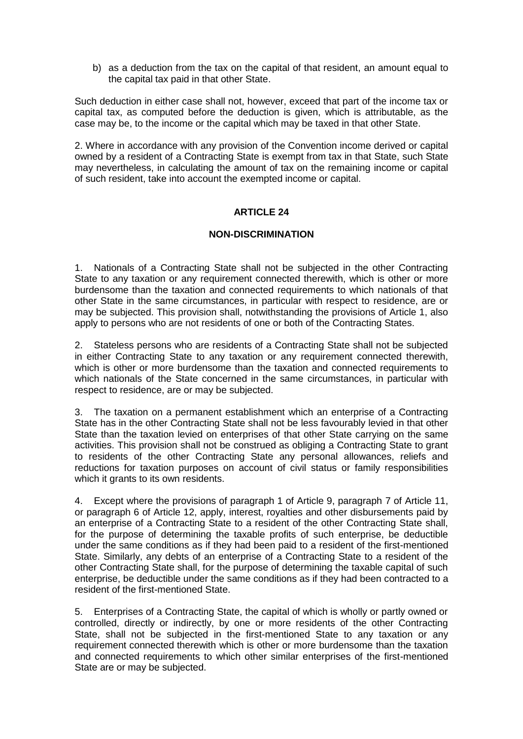b) as a deduction from the tax on the capital of that resident, an amount equal to the capital tax paid in that other State.

Such deduction in either case shall not, however, exceed that part of the income tax or capital tax, as computed before the deduction is given, which is attributable, as the case may be, to the income or the capital which may be taxed in that other State.

2. Where in accordance with any provision of the Convention income derived or capital owned by a resident of a Contracting State is exempt from tax in that State, such State may nevertheless, in calculating the amount of tax on the remaining income or capital of such resident, take into account the exempted income or capital.

## ARTICLE 24

## NON-DISCRIMINATION

1. Nationals of a Contracting State shall not be subjected in the other Contracting State to any taxation or any requirement connected therewith, which is other or more burdensome than the taxation and connected requirements to which nationals of that other State in the same circumstances, in particular with respect to residence, are or may be subjected. This provision shall, notwithstanding the provisions of Article 1, also apply to persons who are not residents of one or both of the Contracting States.

2. Stateless persons who are residents of a Contracting State shall not be subjected in either Contracting State to any taxation or any requirement connected therewith, which is other or more burdensome than the taxation and connected requirements to which nationals of the State concerned in the same circumstances, in particular with respect to residence, are or may be subjected.

3. The taxation on a permanent establishment which an enterprise of a Contracting State has in the other Contracting State shall not be less favourably levied in that other State than the taxation levied on enterprises of that other State carrying on the same activities. This provision shall not be construed as obliging a Contracting State to grant to residents of the other Contracting State any personal allowances, reliefs and reductions for taxation purposes on account of civil status or family responsibilities which it grants to its own residents.

4. Except where the provisions of paragraph 1 of Article 9, paragraph 7 of Article 11, or paragraph 6 of Article 12, apply, interest, royalties and other disbursements paid by an enterprise of a Contracting State to a resident of the other Contracting State shall, for the purpose of determining the taxable profits of such enterprise, be deductible under the same conditions as if they had been paid to a resident of the first-mentioned State. Similarly, any debts of an enterprise of a Contracting State to a resident of the other Contracting State shall, for the purpose of determining the taxable capital of such enterprise, be deductible under the same conditions as if they had been contracted to a resident of the first-mentioned State.

5. Enterprises of a Contracting State, the capital of which is wholly or partly owned or controlled, directly or indirectly, by one or more residents of the other Contracting State, shall not be subjected in the first-mentioned State to any taxation or any requirement connected therewith which is other or more burdensome than the taxation and connected requirements to which other similar enterprises of the first-mentioned State are or may be subjected.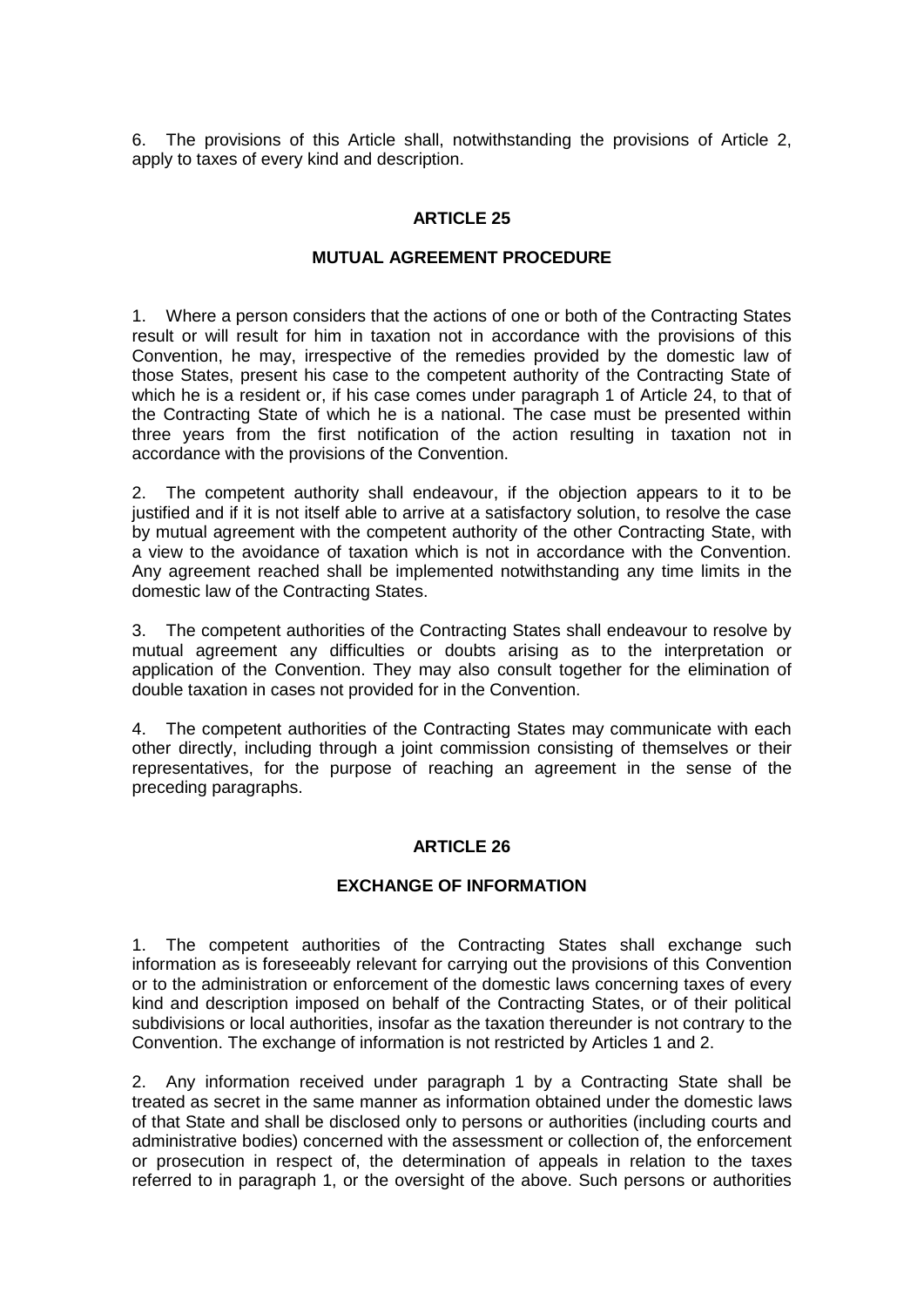6. The provisions of this Article shall, notwithstanding the provisions of Article 2, apply to taxes of every kind and description.

## ARTICLE 25

### MUTUAL AGREEMENT PROCEDURE

1. Where a person considers that the actions of one or both of the Contracting States result or will result for him in taxation not in accordance with the provisions of this Convention, he may, irrespective of the remedies provided by the domestic law of those States, present his case to the competent authority of the Contracting State of which he is a resident or, if his case comes under paragraph 1 of Article 24, to that of the Contracting State of which he is a national. The case must be presented within three years from the first notification of the action resulting in taxation not in accordance with the provisions of the Convention.

2. The competent authority shall endeavour, if the objection appears to it to be justified and if it is not itself able to arrive at a satisfactory solution, to resolve the case by mutual agreement with the competent authority of the other Contracting State, with a view to the avoidance of taxation which is not in accordance with the Convention. Any agreement reached shall be implemented notwithstanding any time limits in the domestic law of the Contracting States.

3. The competent authorities of the Contracting States shall endeavour to resolve by mutual agreement any difficulties or doubts arising as to the interpretation or application of the Convention. They may also consult together for the elimination of double taxation in cases not provided for in the Convention.

4. The competent authorities of the Contracting States may communicate with each other directly, including through a joint commission consisting of themselves or their representatives, for the purpose of reaching an agreement in the sense of the preceding paragraphs.

## ARTICLE 26

### EXCHANGE OF INFORMATION

1. The competent authorities of the Contracting States shall exchange such information as is foreseeably relevant for carrying out the provisions of this Convention or to the administration or enforcement of the domestic laws concerning taxes of every kind and description imposed on behalf of the Contracting States, or of their political subdivisions or local authorities, insofar as the taxation thereunder is not contrary to the Convention. The exchange of information is not restricted by Articles 1 and 2.

2. Any information received under paragraph 1 by a Contracting State shall be treated as secret in the same manner as information obtained under the domestic laws of that State and shall be disclosed only to persons or authorities (including courts and administrative bodies) concerned with the assessment or collection of, the enforcement or prosecution in respect of, the determination of appeals in relation to the taxes referred to in paragraph 1, or the oversight of the above. Such persons or authorities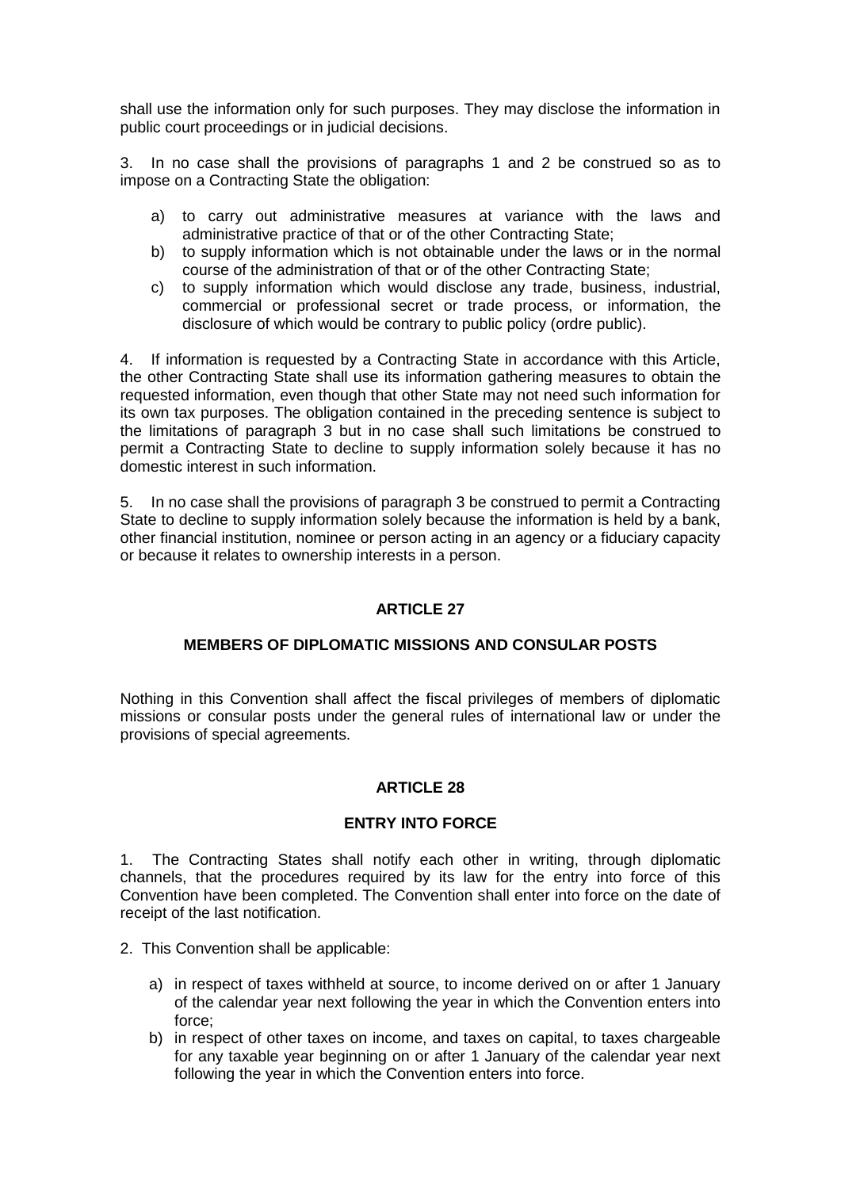shall use the information only for such purposes. They may disclose the information in public court proceedings or in judicial decisions.

3. In no case shall the provisions of paragraphs 1 and 2 be construed so as to impose on a Contracting State the obligation:

a) to carry out administrative measures at variance with the laws and administrative practice of that or of the other Contracting State;
b) to supply information which is not obtainable under the laws or in the normal course of the administration of that or of the other Contracting State;
c) to supply information which would disclose any trade, business, industrial, commercial or professional secret or trade process, or information, the disclosure of which would be contrary to public policy (ordre public).

4. If information is requested by a Contracting State in accordance with this Article, the other Contracting State shall use its information gathering measures to obtain the requested information, even though that other State may not need such information for its own tax purposes. The obligation contained in the preceding sentence is subject to the limitations of paragraph 3 but in no case shall such limitations be construed to permit a Contracting State to decline to supply information solely because it has no domestic interest in such information.

5. In no case shall the provisions of paragraph 3 be construed to permit a Contracting State to decline to supply information solely because the information is held by a bank, other financial institution, nominee or person acting in an agency or a fiduciary capacity or because it relates to ownership interests in a person.

## ARTICLE 27

## MEMBERS OF DIPLOMATIC MISSIONS AND CONSULAR POSTS

Nothing in this Convention shall affect the fiscal privileges of members of diplomatic missions or consular posts under the general rules of international law or under the provisions of special agreements.

## ARTICLE 28

## ENTRY INTO FORCE

1. The Contracting States shall notify each other in writing, through diplomatic channels, that the procedures required by its law for the entry into force of this Convention have been completed. The Convention shall enter into force on the date of receipt of the last notification.

2. This Convention shall be applicable:

a) in respect of taxes withheld at source, to income derived on or after 1 January of the calendar year next following the year in which the Convention enters into force;
b) in respect of other taxes on income, and taxes on capital, to taxes chargeable for any taxable year beginning on or after 1 January of the calendar year next following the year in which the Convention enters into force.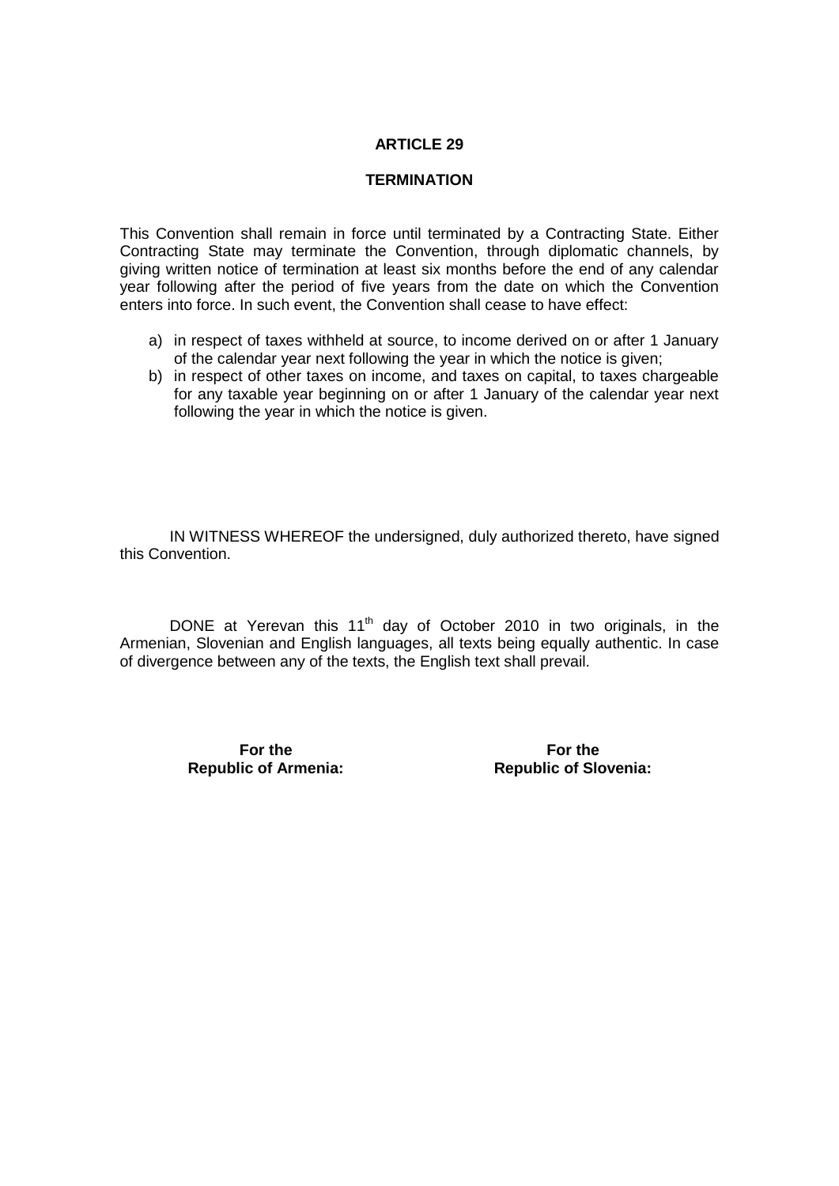## ARTICLE 29

## TERMINATION

This Convention shall remain in force until terminated by a Contracting State. Either Contracting State may terminate the Convention, through diplomatic channels, by giving written notice of termination at least six months before the end of any calendar year following after the period of five years from the date on which the Convention enters into force. In such event, the Convention shall cease to have effect:

a) in respect of taxes withheld at source, to income derived on or after 1 January of the calendar year next following the year in which the notice is given;
b) in respect of other taxes on income, and taxes on capital, to taxes chargeable for any taxable year beginning on or after 1 January of the calendar year next following the year in which the notice is given.

IN WITNESS WHEREOF the undersigned, duly authorized thereto, have signed this Convention.

DONE at Yerevan this 11th day of October 2010 in two originals, in the Armenian, Slovenian and English languages, all texts being equally authentic. In case of divergence between any of the texts, the English text shall prevail.

| **For the Republic of Armenia:** | **For the Republic of Slovenia:** |
|---|---|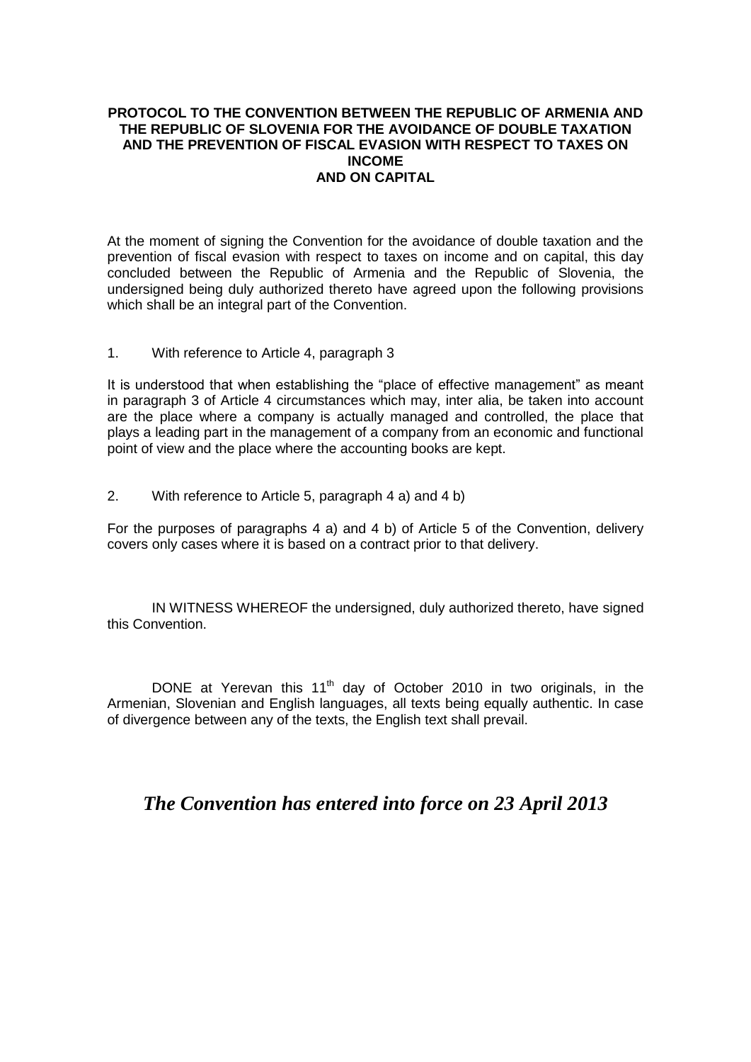**PROTOCOL TO THE CONVENTION BETWEEN THE REPUBLIC OF ARMENIA AND THE REPUBLIC OF SLOVENIA FOR THE AVOIDANCE OF DOUBLE TAXATION AND THE PREVENTION OF FISCAL EVASION WITH RESPECT TO TAXES ON INCOME AND ON CAPITAL**

At the moment of signing the Convention for the avoidance of double taxation and the prevention of fiscal evasion with respect to taxes on income and on capital, this day concluded between the Republic of Armenia and the Republic of Slovenia, the undersigned being duly authorized thereto have agreed upon the following provisions which shall be an integral part of the Convention.

1. With reference to Article 4, paragraph 3

It is understood that when establishing the "place of effective management" as meant in paragraph 3 of Article 4 circumstances which may, inter alia, be taken into account are the place where a company is actually managed and controlled, the place that plays a leading part in the management of a company from an economic and functional point of view and the place where the accounting books are kept.

2. With reference to Article 5, paragraph 4 a) and 4 b)

For the purposes of paragraphs 4 a) and 4 b) of Article 5 of the Convention, delivery covers only cases where it is based on a contract prior to that delivery.

IN WITNESS WHEREOF the undersigned, duly authorized thereto, have signed this Convention.

DONE at Yerevan this 11th day of October 2010 in two originals, in the Armenian, Slovenian and English languages, all texts being equally authentic. In case of divergence between any of the texts, the English text shall prevail.

***The Convention has entered into force on 23 April 2013***